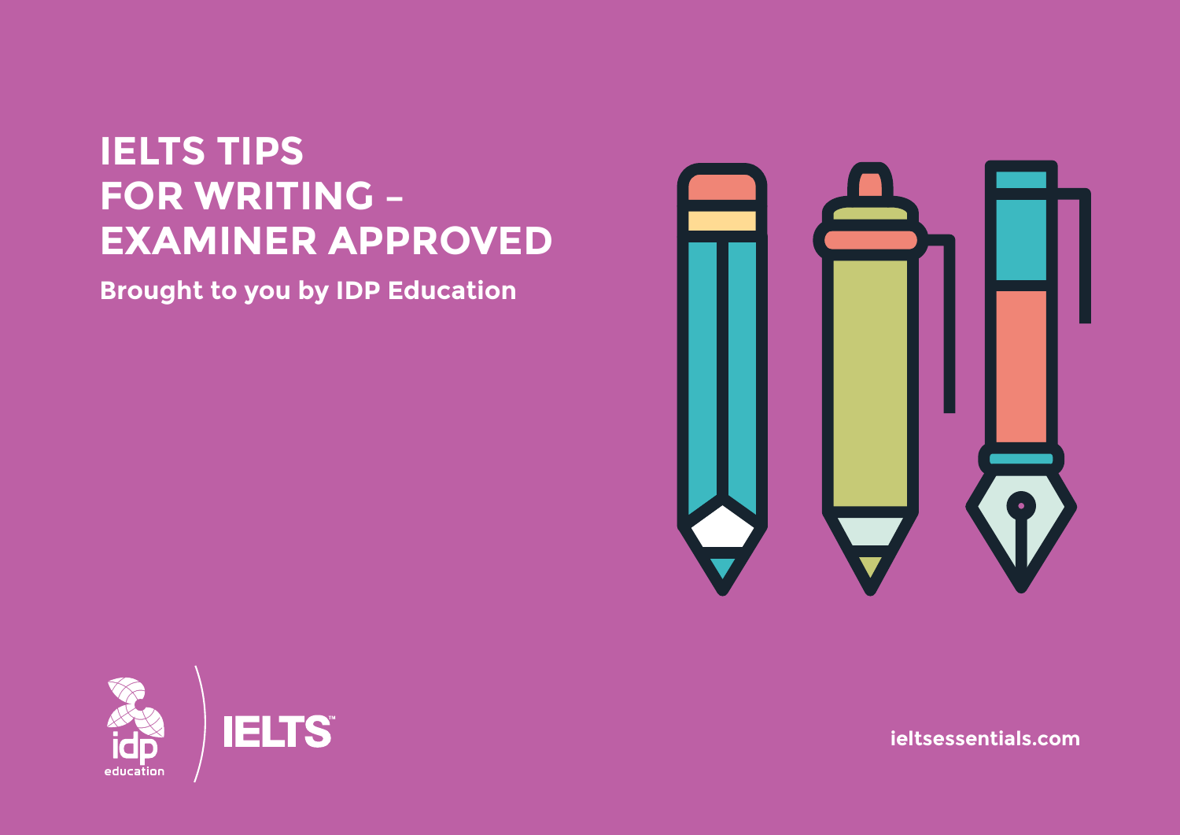# IELTS TIPS FOR WRITING – EXAMINER APPROVED

**Brought to you by IDP Education**

idp education | IELTS™

ieltsessentials.com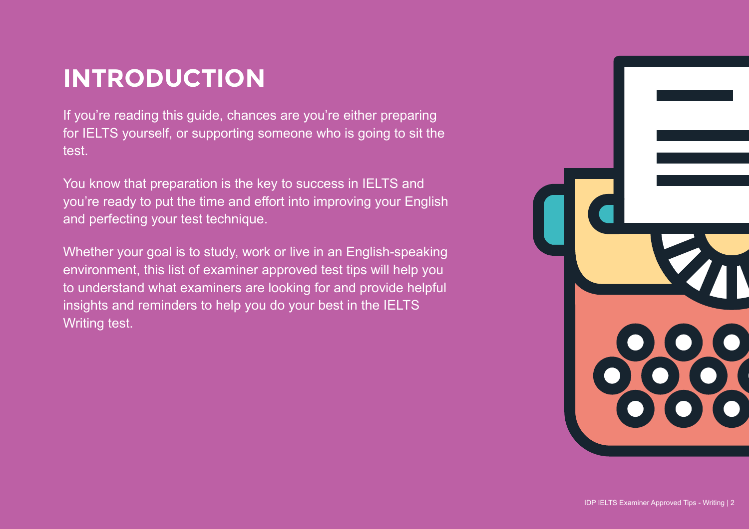# INTRODUCTION

If you're reading this guide, chances are you're either preparing for IELTS yourself, or supporting someone who is going to sit the test.

You know that preparation is the key to success in IELTS and you're ready to put the time and effort into improving your English and perfecting your test technique.

Whether your goal is to study, work or live in an English-speaking environment, this list of examiner approved test tips will help you to understand what examiners are looking for and provide helpful insights and reminders to help you do your best in the IELTS Writing test.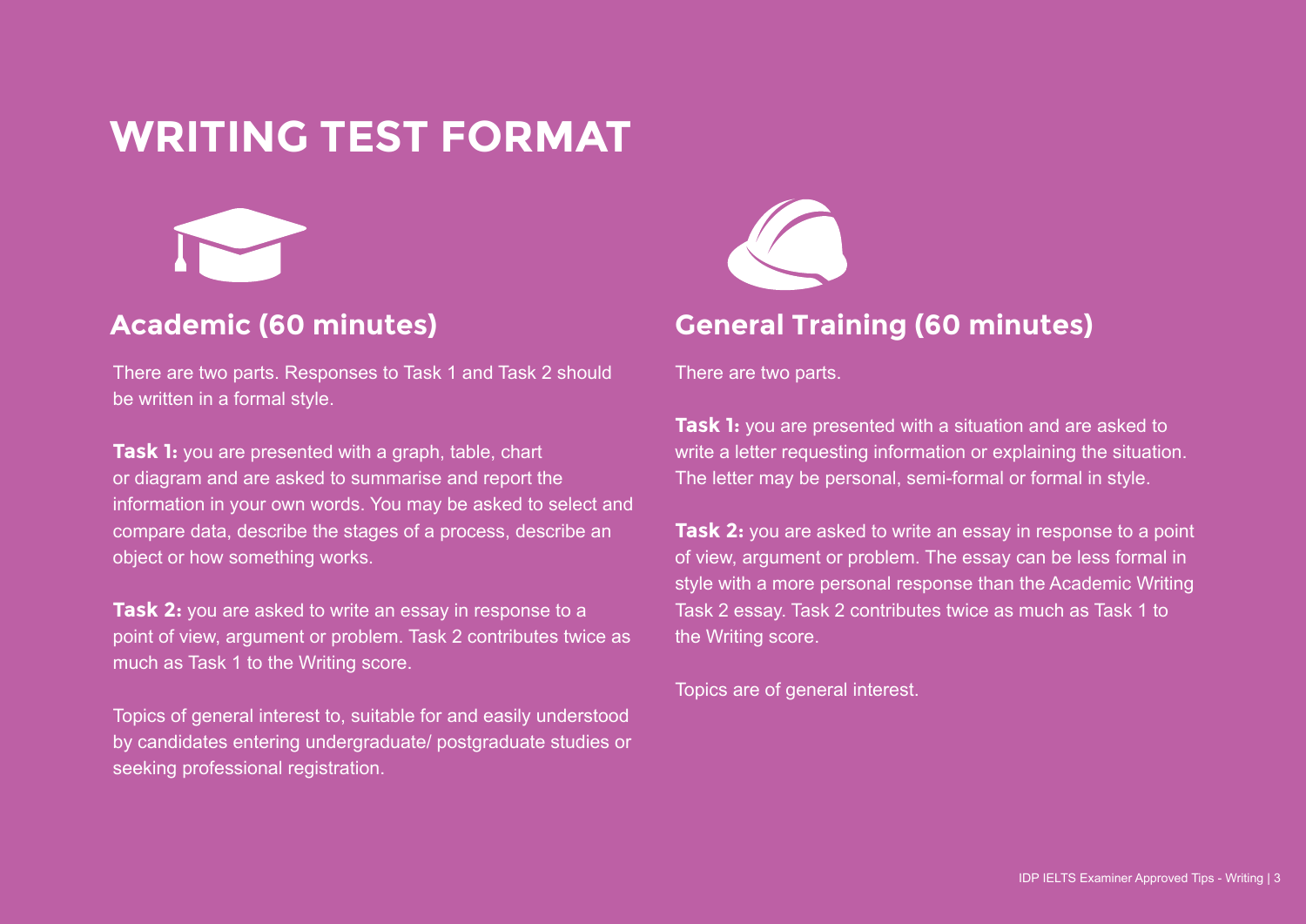# WRITING TEST FORMAT

## Academic (60 minutes)

There are two parts. Responses to Task 1 and Task 2 should be written in a formal style.

**Task 1:** you are presented with a graph, table, chart or diagram and are asked to summarise and report the information in your own words. You may be asked to select and compare data, describe the stages of a process, describe an object or how something works.

**Task 2:** you are asked to write an essay in response to a point of view, argument or problem. Task 2 contributes twice as much as Task 1 to the Writing score.

Topics of general interest to, suitable for and easily understood by candidates entering undergraduate/ postgraduate studies or seeking professional registration.

## General Training (60 minutes)

There are two parts.

**Task 1:** you are presented with a situation and are asked to write a letter requesting information or explaining the situation. The letter may be personal, semi-formal or formal in style.

**Task 2:** you are asked to write an essay in response to a point of view, argument or problem. The essay can be less formal in style with a more personal response than the Academic Writing Task 2 essay. Task 2 contributes twice as much as Task 1 to the Writing score.

Topics are of general interest.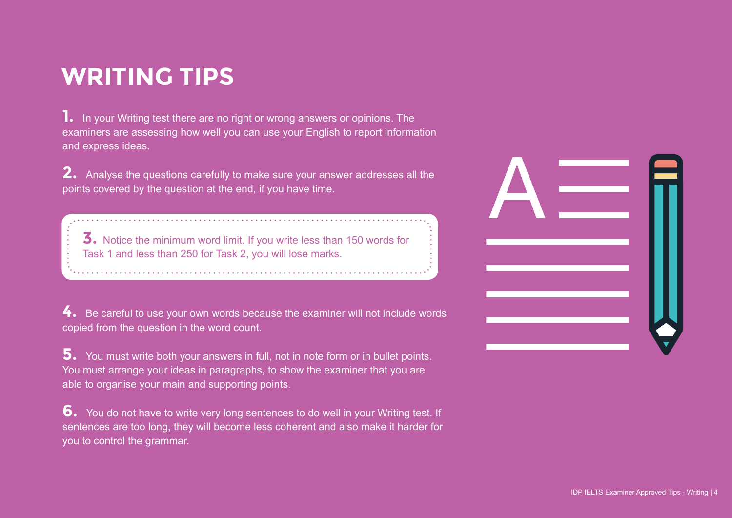# WRITING TIPS

**1.** In your Writing test there are no right or wrong answers or opinions. The examiners are assessing how well you can use your English to report information and express ideas.

**2.** Analyse the questions carefully to make sure your answer addresses all the points covered by the question at the end, if you have time.

**3.** Notice the minimum word limit. If you write less than 150 words for Task 1 and less than 250 for Task 2, you will lose marks.

**4.** Be careful to use your own words because the examiner will not include words copied from the question in the word count.

**5.** You must write both your answers in full, not in note form or in bullet points. You must arrange your ideas in paragraphs, to show the examiner that you are able to organise your main and supporting points.

**6.** You do not have to write very long sentences to do well in your Writing test. If sentences are too long, they will become less coherent and also make it harder for you to control the grammar.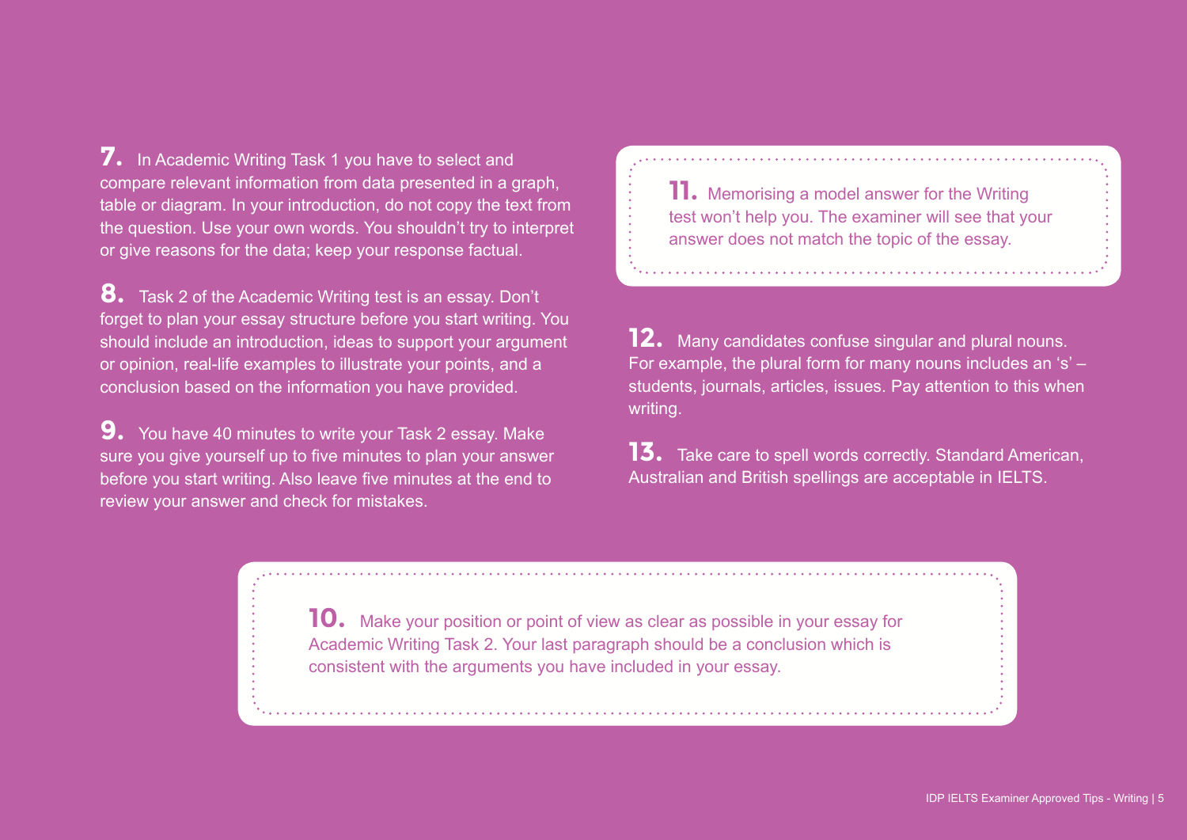**7.** In Academic Writing Task 1 you have to select and compare relevant information from data presented in a graph, table or diagram. In your introduction, do not copy the text from the question. Use your own words. You shouldn't try to interpret or give reasons for the data; keep your response factual.

**8.** Task 2 of the Academic Writing test is an essay. Don't forget to plan your essay structure before you start writing. You should include an introduction, ideas to support your argument or opinion, real-life examples to illustrate your points, and a conclusion based on the information you have provided.

**9.** You have 40 minutes to write your Task 2 essay. Make sure you give yourself up to five minutes to plan your answer before you start writing. Also leave five minutes at the end to review your answer and check for mistakes.

**10.** Make your position or point of view as clear as possible in your essay for Academic Writing Task 2. Your last paragraph should be a conclusion which is consistent with the arguments you have included in your essay.

**11.** Memorising a model answer for the Writing test won't help you. The examiner will see that your answer does not match the topic of the essay.

**12.** Many candidates confuse singular and plural nouns. For example, the plural form for many nouns includes an 's' – students, journals, articles, issues. Pay attention to this when writing.

**13.** Take care to spell words correctly. Standard American, Australian and British spellings are acceptable in IELTS.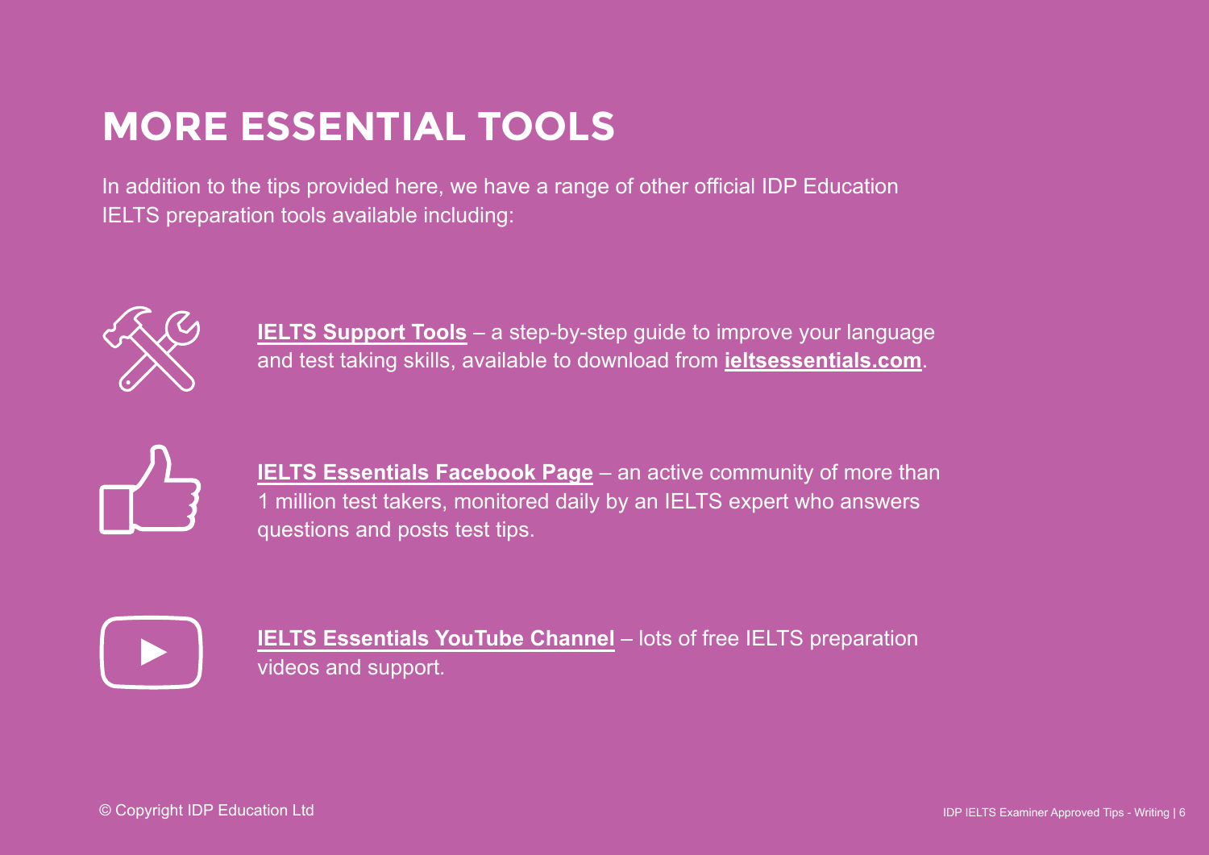# MORE ESSENTIAL TOOLS

In addition to the tips provided here, we have a range of other official IDP Education IELTS preparation tools available including:

**IELTS Support Tools** – a step-by-step guide to improve your language and test taking skills, available to download from **ieltsessentials.com**.

**IELTS Essentials Facebook Page** – an active community of more than 1 million test takers, monitored daily by an IELTS expert who answers questions and posts test tips.

**IELTS Essentials YouTube Channel** – lots of free IELTS preparation videos and support.

© Copyright IDP Education Ltd